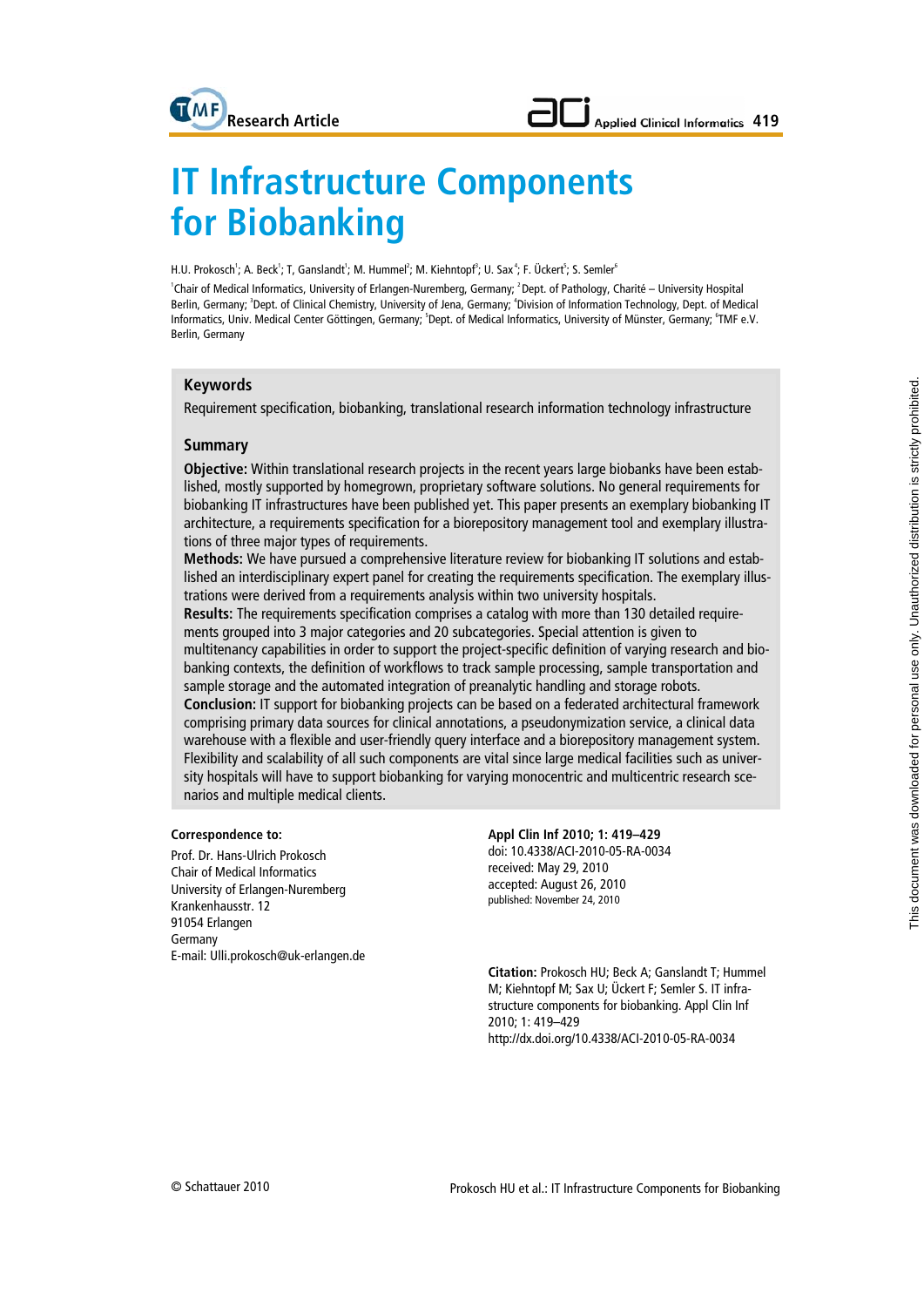# IT Infrastructure Components for Biobanking

H.U. Prokosch[1]; A. Beck[1]; T, Ganslandt[1]; M. Hummel[2]; M. Kiehntopf[3]; U. Sax[4]; F. Ückert[5]; S. Semler[6]

[1]Chair of Medical Informatics, University of Erlangen-Nuremberg, Germany; [2]Dept. of Pathology, Charité – University Hospital Berlin, Germany; [3]Dept. of Clinical Chemistry, University of Jena, Germany; [4]Division of Information Technology, Dept. of Medical Informatics, Univ. Medical Center Göttingen, Germany; [5]Dept. of Medical Informatics, University of Münster, Germany; [6]TMF e.V. Berlin, Germany

## Keywords

Requirement specification, biobanking, translational research information technology infrastructure

## Summary

**Objective:** Within translational research projects in the recent years large biobanks have been established, mostly supported by homegrown, proprietary software solutions. No general requirements for biobanking IT infrastructures have been published yet. This paper presents an exemplary biobanking IT architecture, a requirements specification for a biorepository management tool and exemplary illustrations of three major types of requirements.

**Methods:** We have pursued a comprehensive literature review for biobanking IT solutions and established an interdisciplinary expert panel for creating the requirements specification. The exemplary illustrations were derived from a requirements analysis within two university hospitals.

**Results:** The requirements specification comprises a catalog with more than 130 detailed requirements grouped into 3 major categories and 20 subcategories. Special attention is given to multitenancy capabilities in order to support the project-specific definition of varying research and biobanking contexts, the definition of workflows to track sample processing, sample transportation and sample storage and the automated integration of preanalytic handling and storage robots.

**Conclusion:** IT support for biobanking projects can be based on a federated architectural framework comprising primary data sources for clinical annotations, a pseudonymization service, a clinical data warehouse with a flexible and user-friendly query interface and a biorepository management system. Flexibility and scalability of all such components are vital since large medical facilities such as university hospitals will have to support biobanking for varying monocentric and multicentric research scenarios and multiple medical clients.

**Correspondence to:**

Prof. Dr. Hans-Ulrich Prokosch
Chair of Medical Informatics
University of Erlangen-Nuremberg
Krankenhausstr. 12
91054 Erlangen
Germany
E-mail: Ulli.prokosch@uk-erlangen.de

**Appl Clin Inf 2010; 1: 419–429**
doi: 10.4338/ACI-2010-05-RA-0034
received: May 29, 2010
accepted: August 26, 2010
published: November 24, 2010

**Citation:** Prokosch HU; Beck A; Ganslandt T; Hummel M; Kiehntopf M; Sax U; Ückert F; Semler S. IT infrastructure components for biobanking. Appl Clin Inf 2010; 1: 419–429
http://dx.doi.org/10.4338/ACI-2010-05-RA-0034

© Schattauer 2010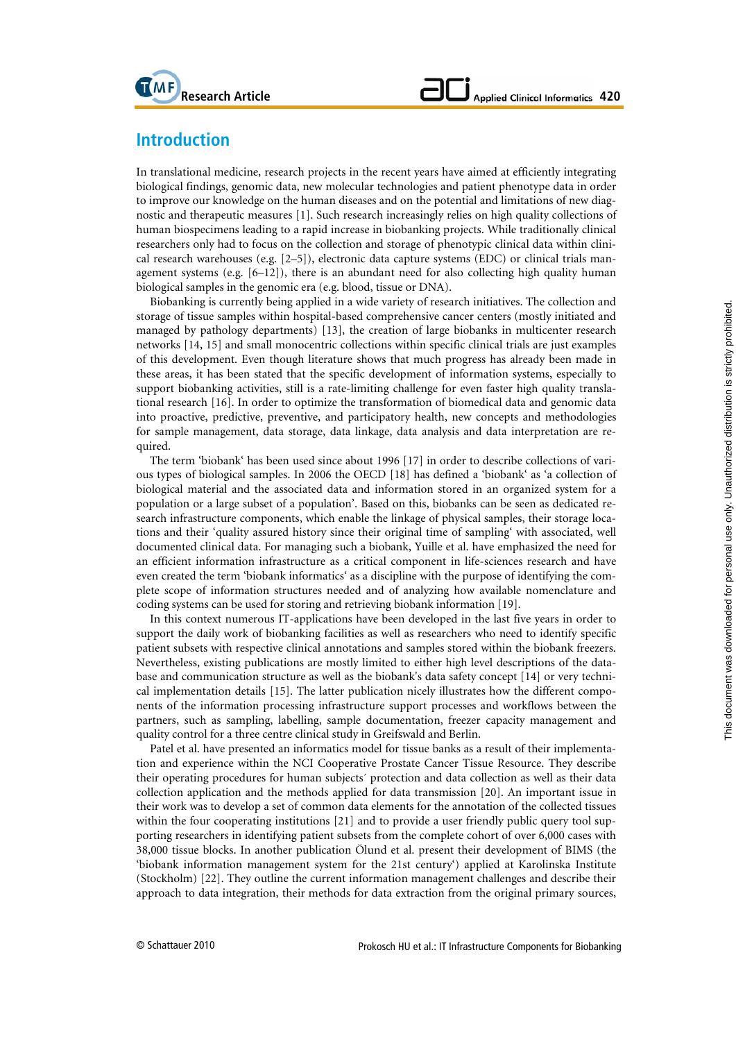## Introduction

In translational medicine, research projects in the recent years have aimed at efficiently integrating biological findings, genomic data, new molecular technologies and patient phenotype data in order to improve our knowledge on the human diseases and on the potential and limitations of new diagnostic and therapeutic measures [1]. Such research increasingly relies on high quality collections of human biospecimens leading to a rapid increase in biobanking projects. While traditionally clinical researchers only had to focus on the collection and storage of phenotypic clinical data within clinical research warehouses (e.g. [2–5]), electronic data capture systems (EDC) or clinical trials management systems (e.g. [6–12]), there is an abundant need for also collecting high quality human biological samples in the genomic era (e.g. blood, tissue or DNA).

Biobanking is currently being applied in a wide variety of research initiatives. The collection and storage of tissue samples within hospital-based comprehensive cancer centers (mostly initiated and managed by pathology departments) [13], the creation of large biobanks in multicenter research networks [14, 15] and small monocentric collections within specific clinical trials are just examples of this development. Even though literature shows that much progress has already been made in these areas, it has been stated that the specific development of information systems, especially to support biobanking activities, still is a rate-limiting challenge for even faster high quality translational research [16]. In order to optimize the transformation of biomedical data and genomic data into proactive, predictive, preventive, and participatory health, new concepts and methodologies for sample management, data storage, data linkage, data analysis and data interpretation are required.

The term 'biobank' has been used since about 1996 [17] in order to describe collections of various types of biological samples. In 2006 the OECD [18] has defined a 'biobank' as 'a collection of biological material and the associated data and information stored in an organized system for a population or a large subset of a population'. Based on this, biobanks can be seen as dedicated research infrastructure components, which enable the linkage of physical samples, their storage locations and their 'quality assured history since their original time of sampling' with associated, well documented clinical data. For managing such a biobank, Yuille et al. have emphasized the need for an efficient information infrastructure as a critical component in life-sciences research and have even created the term 'biobank informatics' as a discipline with the purpose of identifying the complete scope of information structures needed and of analyzing how available nomenclature and coding systems can be used for storing and retrieving biobank information [19].

In this context numerous IT-applications have been developed in the last five years in order to support the daily work of biobanking facilities as well as researchers who need to identify specific patient subsets with respective clinical annotations and samples stored within the biobank freezers. Nevertheless, existing publications are mostly limited to either high level descriptions of the database and communication structure as well as the biobank's data safety concept [14] or very technical implementation details [15]. The latter publication nicely illustrates how the different components of the information processing infrastructure support processes and workflows between the partners, such as sampling, labelling, sample documentation, freezer capacity management and quality control for a three centre clinical study in Greifswald and Berlin.

Patel et al. have presented an informatics model for tissue banks as a result of their implementation and experience within the NCI Cooperative Prostate Cancer Tissue Resource. They describe their operating procedures for human subjects´ protection and data collection as well as their data collection application and the methods applied for data transmission [20]. An important issue in their work was to develop a set of common data elements for the annotation of the collected tissues within the four cooperating institutions [21] and to provide a user friendly public query tool supporting researchers in identifying patient subsets from the complete cohort of over 6,000 cases with 38,000 tissue blocks. In another publication Ölund et al. present their development of BIMS (the 'biobank information management system for the 21st century') applied at Karolinska Institute (Stockholm) [22]. They outline the current information management challenges and describe their approach to data integration, their methods for data extraction from the original primary sources,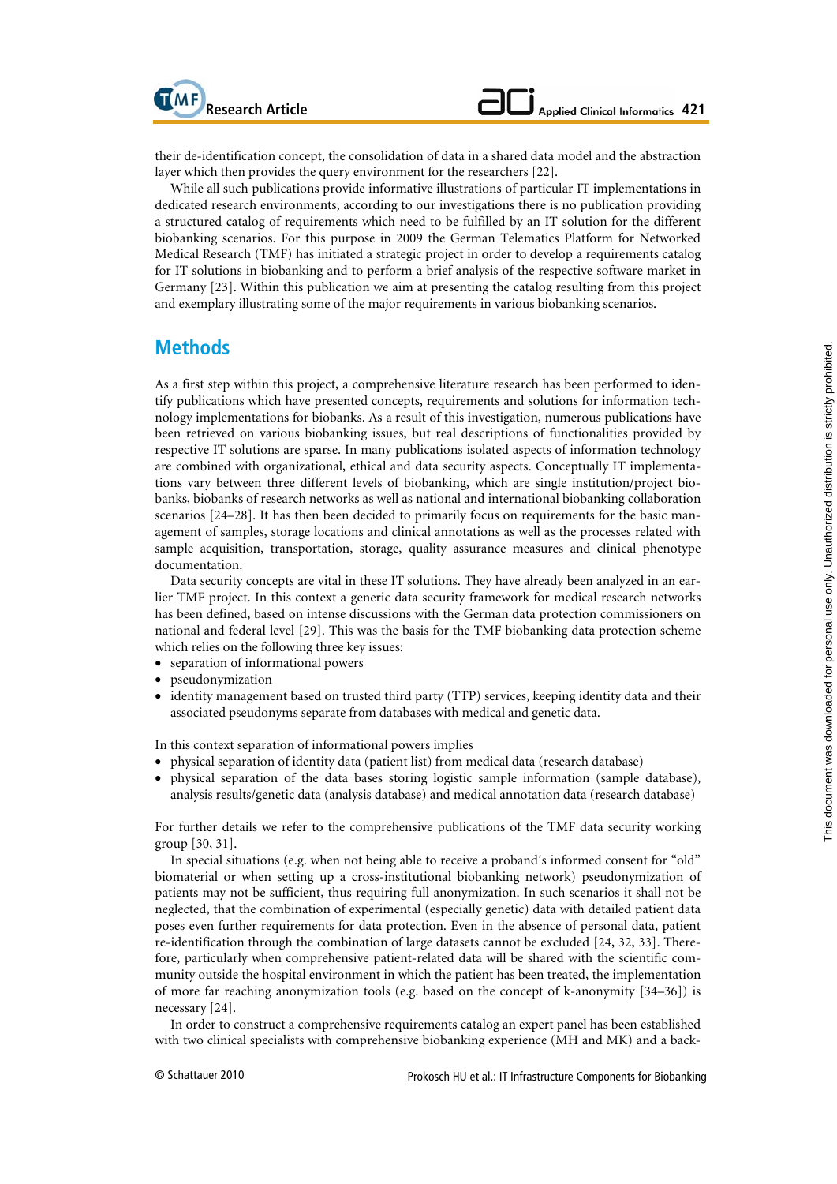their de-identification concept, the consolidation of data in a shared data model and the abstraction layer which then provides the query environment for the researchers [22].

While all such publications provide informative illustrations of particular IT implementations in dedicated research environments, according to our investigations there is no publication providing a structured catalog of requirements which need to be fulfilled by an IT solution for the different biobanking scenarios. For this purpose in 2009 the German Telematics Platform for Networked Medical Research (TMF) has initiated a strategic project in order to develop a requirements catalog for IT solutions in biobanking and to perform a brief analysis of the respective software market in Germany [23]. Within this publication we aim at presenting the catalog resulting from this project and exemplary illustrating some of the major requirements in various biobanking scenarios.

## Methods

As a first step within this project, a comprehensive literature research has been performed to identify publications which have presented concepts, requirements and solutions for information technology implementations for biobanks. As a result of this investigation, numerous publications have been retrieved on various biobanking issues, but real descriptions of functionalities provided by respective IT solutions are sparse. In many publications isolated aspects of information technology are combined with organizational, ethical and data security aspects. Conceptually IT implementations vary between three different levels of biobanking, which are single institution/project biobanks, biobanks of research networks as well as national and international biobanking collaboration scenarios [24–28]. It has then been decided to primarily focus on requirements for the basic management of samples, storage locations and clinical annotations as well as the processes related with sample acquisition, transportation, storage, quality assurance measures and clinical phenotype documentation.

Data security concepts are vital in these IT solutions. They have already been analyzed in an earlier TMF project. In this context a generic data security framework for medical research networks has been defined, based on intense discussions with the German data protection commissioners on national and federal level [29]. This was the basis for the TMF biobanking data protection scheme which relies on the following three key issues:

- separation of informational powers
- pseudonymization
- identity management based on trusted third party (TTP) services, keeping identity data and their associated pseudonyms separate from databases with medical and genetic data.

In this context separation of informational powers implies

- physical separation of identity data (patient list) from medical data (research database)
- physical separation of the data bases storing logistic sample information (sample database), analysis results/genetic data (analysis database) and medical annotation data (research database)

For further details we refer to the comprehensive publications of the TMF data security working group [30, 31].

In special situations (e.g. when not being able to receive a proband´s informed consent for "old" biomaterial or when setting up a cross-institutional biobanking network) pseudonymization of patients may not be sufficient, thus requiring full anonymization. In such scenarios it shall not be neglected, that the combination of experimental (especially genetic) data with detailed patient data poses even further requirements for data protection. Even in the absence of personal data, patient re-identification through the combination of large datasets cannot be excluded [24, 32, 33]. Therefore, particularly when comprehensive patient-related data will be shared with the scientific community outside the hospital environment in which the patient has been treated, the implementation of more far reaching anonymization tools (e.g. based on the concept of k-anonymity [34–36]) is necessary [24].

In order to construct a comprehensive requirements catalog an expert panel has been established with two clinical specialists with comprehensive biobanking experience (MH and MK) and a back-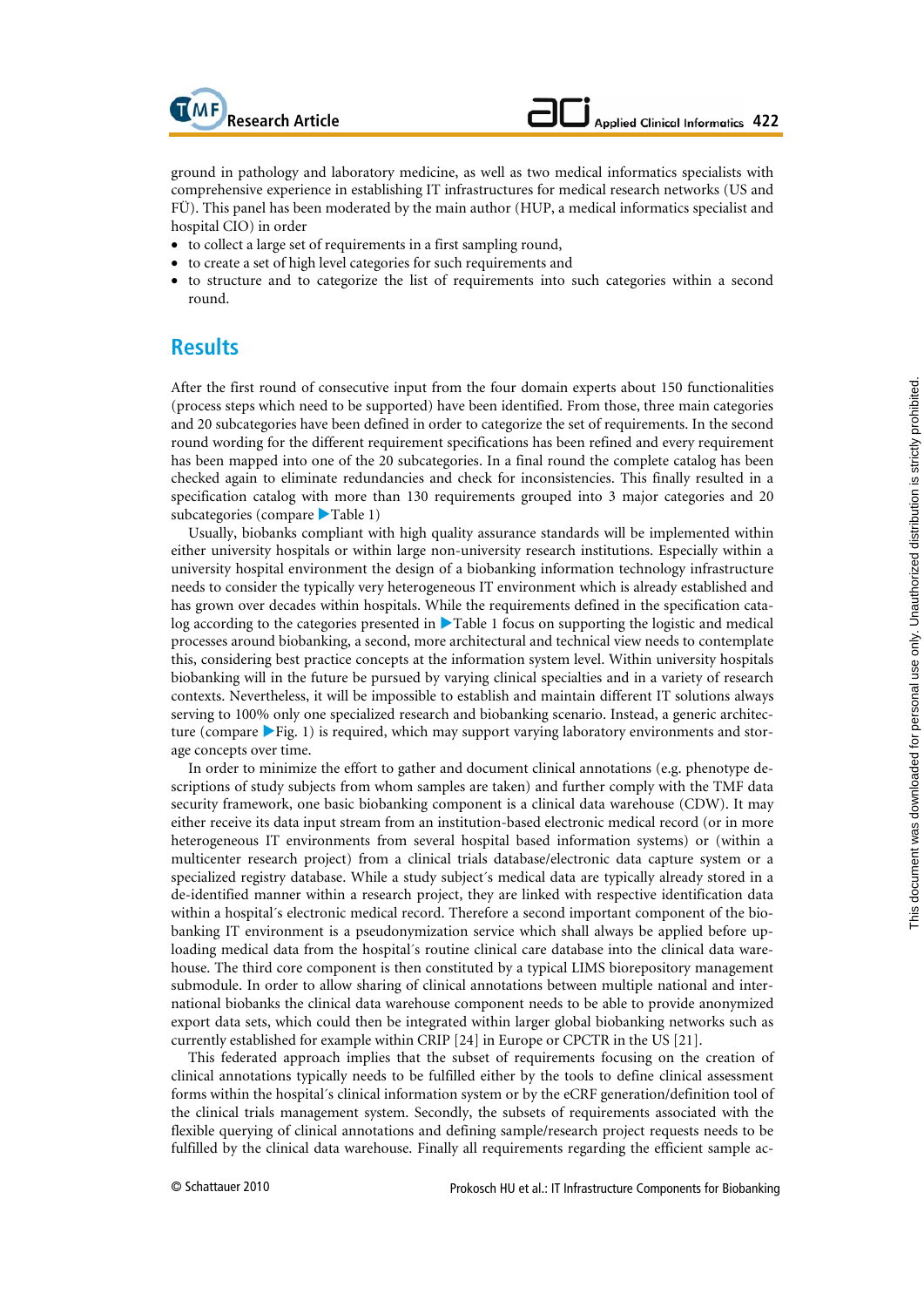ground in pathology and laboratory medicine, as well as two medical informatics specialists with comprehensive experience in establishing IT infrastructures for medical research networks (US and FÜ). This panel has been moderated by the main author (HUP, a medical informatics specialist and hospital CIO) in order

- to collect a large set of requirements in a first sampling round,
- to create a set of high level categories for such requirements and
- to structure and to categorize the list of requirements into such categories within a second round.

## Results

After the first round of consecutive input from the four domain experts about 150 functionalities (process steps which need to be supported) have been identified. From those, three main categories and 20 subcategories have been defined in order to categorize the set of requirements. In the second round wording for the different requirement specifications has been refined and every requirement has been mapped into one of the 20 subcategories. In a final round the complete catalog has been checked again to eliminate redundancies and check for inconsistencies. This finally resulted in a specification catalog with more than 130 requirements grouped into 3 major categories and 20 subcategories (compare ▶Table 1)

Usually, biobanks compliant with high quality assurance standards will be implemented within either university hospitals or within large non-university research institutions. Especially within a university hospital environment the design of a biobanking information technology infrastructure needs to consider the typically very heterogeneous IT environment which is already established and has grown over decades within hospitals. While the requirements defined in the specification catalog according to the categories presented in ▶Table 1 focus on supporting the logistic and medical processes around biobanking, a second, more architectural and technical view needs to contemplate this, considering best practice concepts at the information system level. Within university hospitals biobanking will in the future be pursued by varying clinical specialties and in a variety of research contexts. Nevertheless, it will be impossible to establish and maintain different IT solutions always serving to 100% only one specialized research and biobanking scenario. Instead, a generic architecture (compare ▶Fig. 1) is required, which may support varying laboratory environments and storage concepts over time.

In order to minimize the effort to gather and document clinical annotations (e.g. phenotype descriptions of study subjects from whom samples are taken) and further comply with the TMF data security framework, one basic biobanking component is a clinical data warehouse (CDW). It may either receive its data input stream from an institution-based electronic medical record (or in more heterogeneous IT environments from several hospital based information systems) or (within a multicenter research project) from a clinical trials database/electronic data capture system or a specialized registry database. While a study subject´s medical data are typically already stored in a de-identified manner within a research project, they are linked with respective identification data within a hospital´s electronic medical record. Therefore a second important component of the biobanking IT environment is a pseudonymization service which shall always be applied before uploading medical data from the hospital´s routine clinical care database into the clinical data warehouse. The third core component is then constituted by a typical LIMS biorepository management submodule. In order to allow sharing of clinical annotations between multiple national and international biobanks the clinical data warehouse component needs to be able to provide anonymized export data sets, which could then be integrated within larger global biobanking networks such as currently established for example within CRIP [24] in Europe or CPCTR in the US [21].

This federated approach implies that the subset of requirements focusing on the creation of clinical annotations typically needs to be fulfilled either by the tools to define clinical assessment forms within the hospital´s clinical information system or by the eCRF generation/definition tool of the clinical trials management system. Secondly, the subsets of requirements associated with the flexible querying of clinical annotations and defining sample/research project requests needs to be fulfilled by the clinical data warehouse. Finally all requirements regarding the efficient sample ac-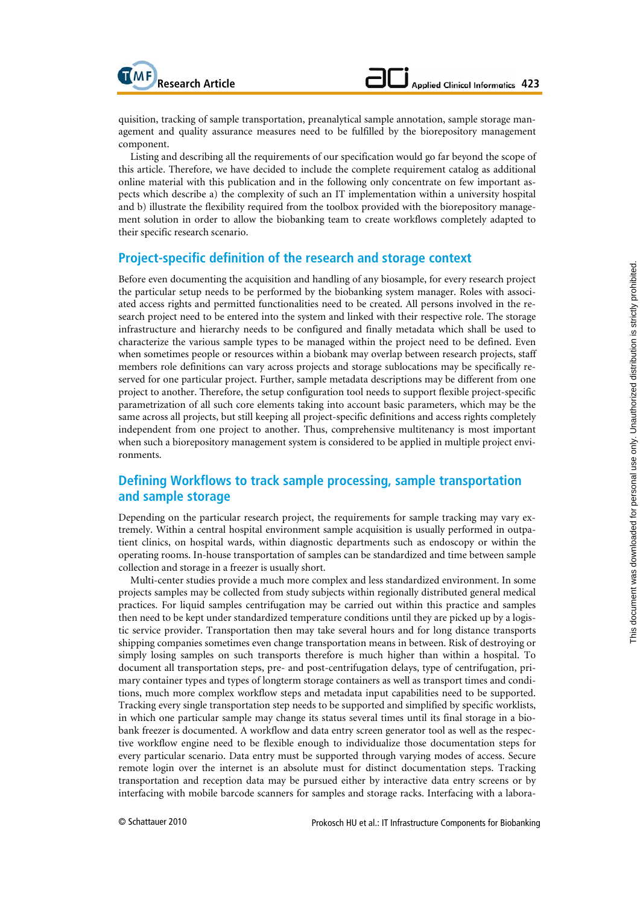quisition, tracking of sample transportation, preanalytical sample annotation, sample storage management and quality assurance measures need to be fulfilled by the biorepository management component.

Listing and describing all the requirements of our specification would go far beyond the scope of this article. Therefore, we have decided to include the complete requirement catalog as additional online material with this publication and in the following only concentrate on few important aspects which describe a) the complexity of such an IT implementation within a university hospital and b) illustrate the flexibility required from the toolbox provided with the biorepository management solution in order to allow the biobanking team to create workflows completely adapted to their specific research scenario.

## Project-specific definition of the research and storage context

Before even documenting the acquisition and handling of any biosample, for every research project the particular setup needs to be performed by the biobanking system manager. Roles with associated access rights and permitted functionalities need to be created. All persons involved in the research project need to be entered into the system and linked with their respective role. The storage infrastructure and hierarchy needs to be configured and finally metadata which shall be used to characterize the various sample types to be managed within the project need to be defined. Even when sometimes people or resources within a biobank may overlap between research projects, staff members role definitions can vary across projects and storage sublocations may be specifically reserved for one particular project. Further, sample metadata descriptions may be different from one project to another. Therefore, the setup configuration tool needs to support flexible project-specific parametrization of all such core elements taking into account basic parameters, which may be the same across all projects, but still keeping all project-specific definitions and access rights completely independent from one project to another. Thus, comprehensive multitenancy is most important when such a biorepository management system is considered to be applied in multiple project environments.

## Defining Workflows to track sample processing, sample transportation and sample storage

Depending on the particular research project, the requirements for sample tracking may vary extremely. Within a central hospital environment sample acquisition is usually performed in outpatient clinics, on hospital wards, within diagnostic departments such as endoscopy or within the operating rooms. In-house transportation of samples can be standardized and time between sample collection and storage in a freezer is usually short.

Multi-center studies provide a much more complex and less standardized environment. In some projects samples may be collected from study subjects within regionally distributed general medical practices. For liquid samples centrifugation may be carried out within this practice and samples then need to be kept under standardized temperature conditions until they are picked up by a logistic service provider. Transportation then may take several hours and for long distance transports shipping companies sometimes even change transportation means in between. Risk of destroying or simply losing samples on such transports therefore is much higher than within a hospital. To document all transportation steps, pre- and post-centrifugation delays, type of centrifugation, primary container types and types of longterm storage containers as well as transport times and conditions, much more complex workflow steps and metadata input capabilities need to be supported. Tracking every single transportation step needs to be supported and simplified by specific worklists, in which one particular sample may change its status several times until its final storage in a biobank freezer is documented. A workflow and data entry screen generator tool as well as the respective workflow engine need to be flexible enough to individualize those documentation steps for every particular scenario. Data entry must be supported through varying modes of access. Secure remote login over the internet is an absolute must for distinct documentation steps. Tracking transportation and reception data may be pursued either by interactive data entry screens or by interfacing with mobile barcode scanners for samples and storage racks. Interfacing with a labora-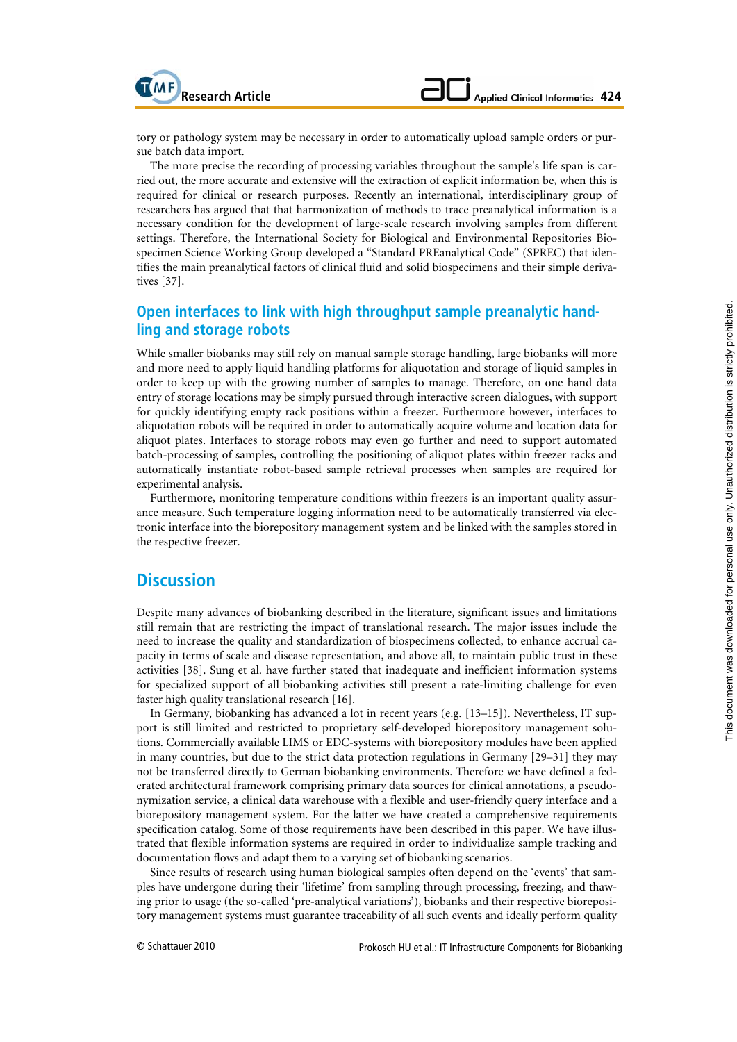tory or pathology system may be necessary in order to automatically upload sample orders or pursue batch data import.

The more precise the recording of processing variables throughout the sample's life span is carried out, the more accurate and extensive will the extraction of explicit information be, when this is required for clinical or research purposes. Recently an international, interdisciplinary group of researchers has argued that that harmonization of methods to trace preanalytical information is a necessary condition for the development of large-scale research involving samples from different settings. Therefore, the International Society for Biological and Environmental Repositories Biospecimen Science Working Group developed a "Standard PREanalytical Code" (SPREC) that identifies the main preanalytical factors of clinical fluid and solid biospecimens and their simple derivatives [37].

### Open interfaces to link with high throughput sample preanalytic handling and storage robots

While smaller biobanks may still rely on manual sample storage handling, large biobanks will more and more need to apply liquid handling platforms for aliquotation and storage of liquid samples in order to keep up with the growing number of samples to manage. Therefore, on one hand data entry of storage locations may be simply pursued through interactive screen dialogues, with support for quickly identifying empty rack positions within a freezer. Furthermore however, interfaces to aliquotation robots will be required in order to automatically acquire volume and location data for aliquot plates. Interfaces to storage robots may even go further and need to support automated batch-processing of samples, controlling the positioning of aliquot plates within freezer racks and automatically instantiate robot-based sample retrieval processes when samples are required for experimental analysis.

Furthermore, monitoring temperature conditions within freezers is an important quality assurance measure. Such temperature logging information need to be automatically transferred via electronic interface into the biorepository management system and be linked with the samples stored in the respective freezer.

## Discussion

Despite many advances of biobanking described in the literature, significant issues and limitations still remain that are restricting the impact of translational research. The major issues include the need to increase the quality and standardization of biospecimens collected, to enhance accrual capacity in terms of scale and disease representation, and above all, to maintain public trust in these activities [38]. Sung et al. have further stated that inadequate and inefficient information systems for specialized support of all biobanking activities still present a rate-limiting challenge for even faster high quality translational research [16].

In Germany, biobanking has advanced a lot in recent years (e.g. [13–15]). Nevertheless, IT support is still limited and restricted to proprietary self-developed biorepository management solutions. Commercially available LIMS or EDC-systems with biorepository modules have been applied in many countries, but due to the strict data protection regulations in Germany [29–31] they may not be transferred directly to German biobanking environments. Therefore we have defined a federated architectural framework comprising primary data sources for clinical annotations, a pseudonymization service, a clinical data warehouse with a flexible and user-friendly query interface and a biorepository management system. For the latter we have created a comprehensive requirements specification catalog. Some of those requirements have been described in this paper. We have illustrated that flexible information systems are required in order to individualize sample tracking and documentation flows and adapt them to a varying set of biobanking scenarios.

Since results of research using human biological samples often depend on the 'events' that samples have undergone during their 'lifetime' from sampling through processing, freezing, and thawing prior to usage (the so-called 'pre-analytical variations'), biobanks and their respective biorepository management systems must guarantee traceability of all such events and ideally perform quality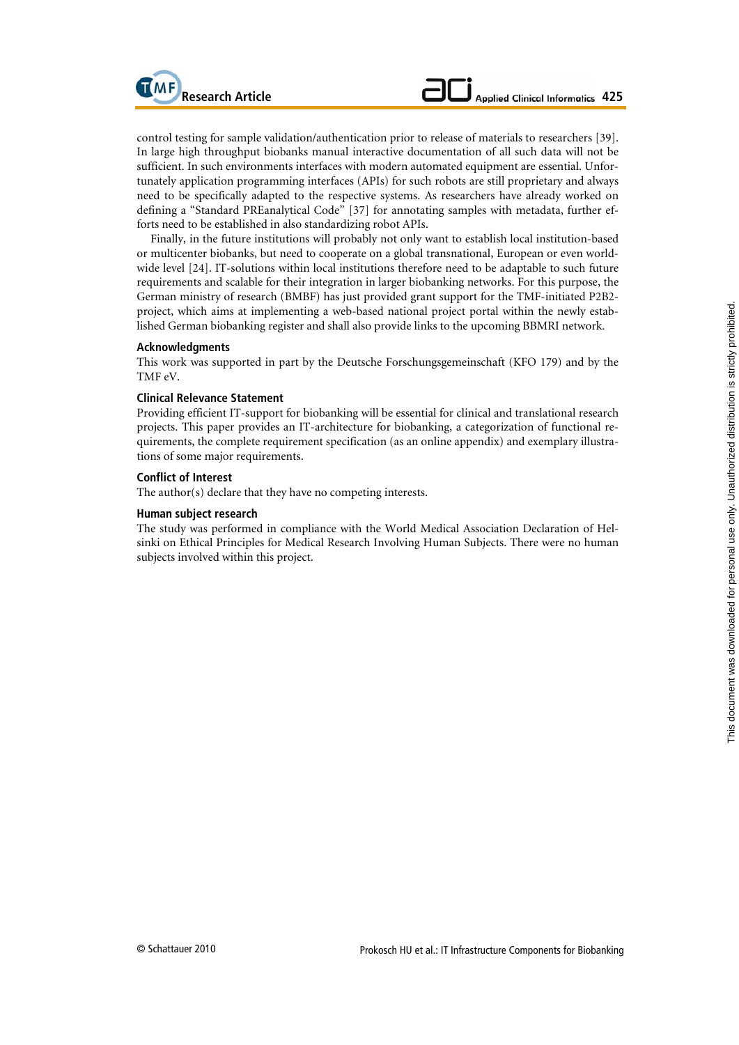control testing for sample validation/authentication prior to release of materials to researchers [39]. In large high throughput biobanks manual interactive documentation of all such data will not be sufficient. In such environments interfaces with modern automated equipment are essential. Unfortunately application programming interfaces (APIs) for such robots are still proprietary and always need to be specifically adapted to the respective systems. As researchers have already worked on defining a "Standard PREanalytical Code" [37] for annotating samples with metadata, further efforts need to be established in also standardizing robot APIs.

Finally, in the future institutions will probably not only want to establish local institution-based or multicenter biobanks, but need to cooperate on a global transnational, European or even worldwide level [24]. IT-solutions within local institutions therefore need to be adaptable to such future requirements and scalable for their integration in larger biobanking networks. For this purpose, the German ministry of research (BMBF) has just provided grant support for the TMF-initiated P2B2-project, which aims at implementing a web-based national project portal within the newly established German biobanking register and shall also provide links to the upcoming BBMRI network.

### Acknowledgments

This work was supported in part by the Deutsche Forschungsgemeinschaft (KFO 179) and by the TMF eV.

### Clinical Relevance Statement

Providing efficient IT-support for biobanking will be essential for clinical and translational research projects. This paper provides an IT-architecture for biobanking, a categorization of functional requirements, the complete requirement specification (as an online appendix) and exemplary illustrations of some major requirements.

### Conflict of Interest

The author(s) declare that they have no competing interests.

### Human subject research

The study was performed in compliance with the World Medical Association Declaration of Helsinki on Ethical Principles for Medical Research Involving Human Subjects. There were no human subjects involved within this project.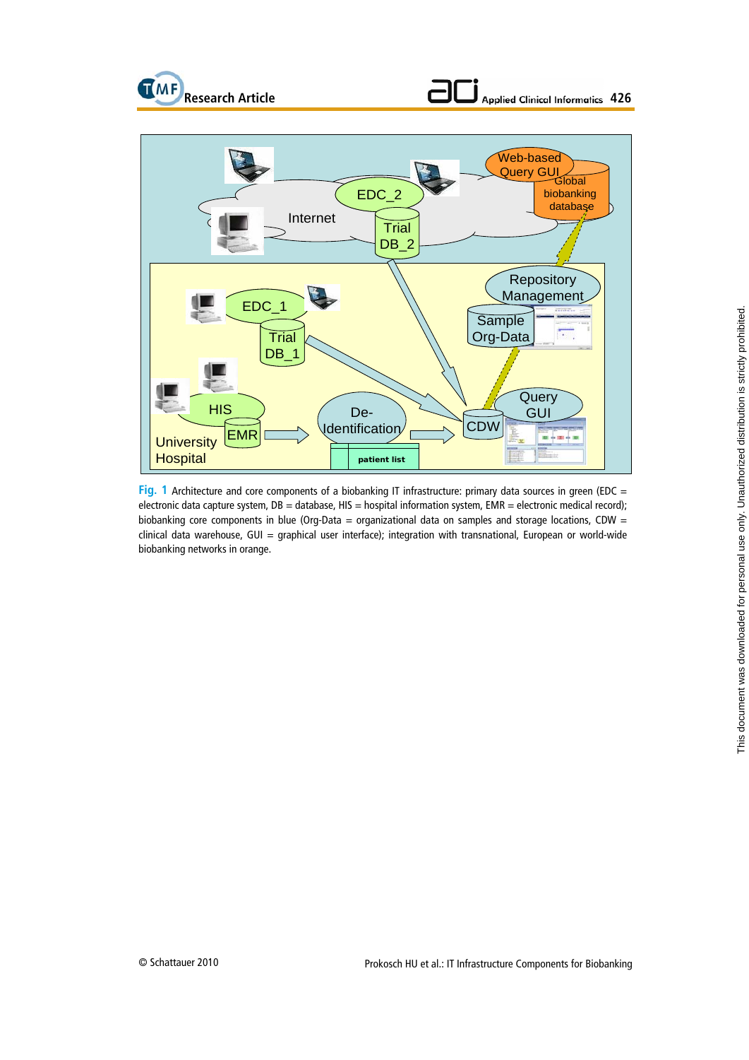**Fig. 1** Architecture and core components of a biobanking IT infrastructure: primary data sources in green (EDC = electronic data capture system, DB = database, HIS = hospital information system, EMR = electronic medical record); biobanking core components in blue (Org-Data = organizational data on samples and storage locations, CDW = clinical data warehouse, GUI = graphical user interface); integration with transnational, European or world-wide biobanking networks in orange.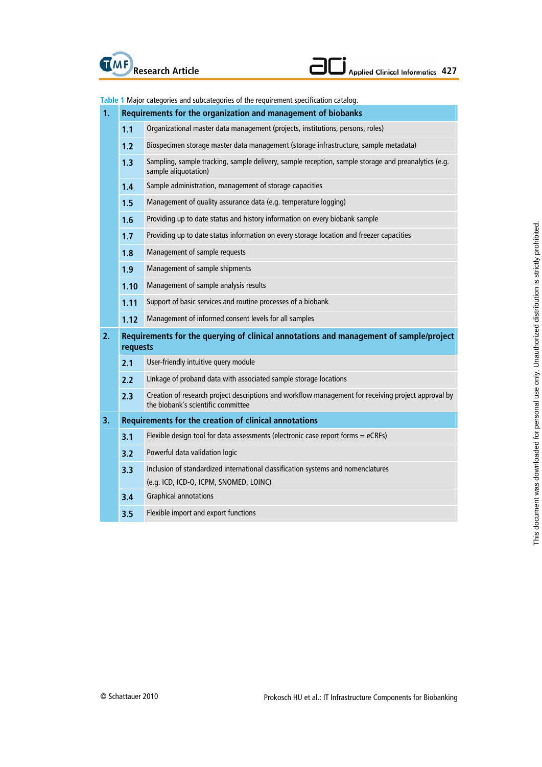**Table 1** Major categories and subcategories of the requirement specification catalog.

| | | |
|---|---|---|
| **1.** | **Requirements for the organization and management of biobanks** | |
| | **1.1** | Organizational master data management (projects, institutions, persons, roles) |
| | **1.2** | Biospecimen storage master data management (storage infrastructure, sample metadata) |
| | **1.3** | Sampling, sample tracking, sample delivery, sample reception, sample storage and preanalytics (e.g. sample aliquotation) |
| | **1.4** | Sample administration, management of storage capacities |
| | **1.5** | Management of quality assurance data (e.g. temperature logging) |
| | **1.6** | Providing up to date status and history information on every biobank sample |
| | **1.7** | Providing up to date status information on every storage location and freezer capacities |
| | **1.8** | Management of sample requests |
| | **1.9** | Management of sample shipments |
| | **1.10** | Management of sample analysis results |
| | **1.11** | Support of basic services and routine processes of a biobank |
| | **1.12** | Management of informed consent levels for all samples |
| **2.** | **Requirements for the querying of clinical annotations and management of sample/project requests** | |
| | **2.1** | User-friendly intuitive query module |
| | **2.2** | Linkage of proband data with associated sample storage locations |
| | **2.3** | Creation of research project descriptions and workflow management for receiving project approval by the biobank´s scientific committee |
| **3.** | **Requirements for the creation of clinical annotations** | |
| | **3.1** | Flexible design tool for data assessments (electronic case report forms = eCRFs) |
| | **3.2** | Powerful data validation logic |
| | **3.3** | Inclusion of standardized international classification systems and nomenclatures (e.g. ICD, ICD-O, ICPM, SNOMED, LOINC) |
| | **3.4** | Graphical annotations |
| | **3.5** | Flexible import and export functions |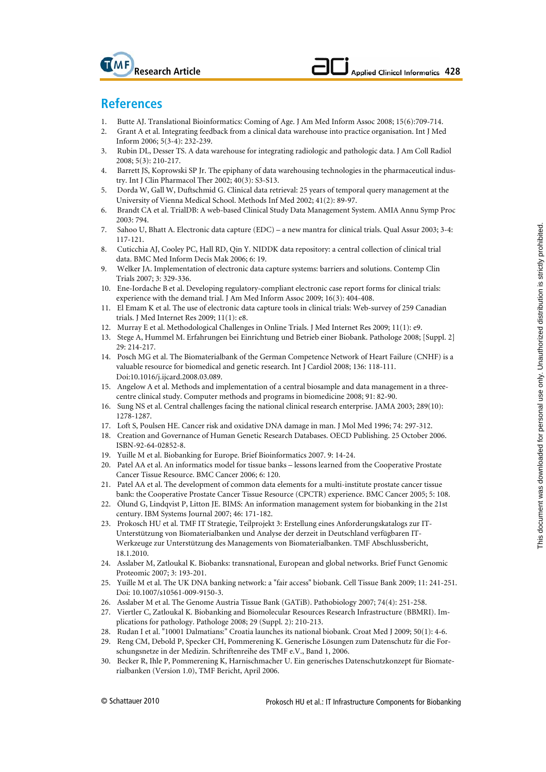## References

1. Butte AJ. Translational Bioinformatics: Coming of Age. J Am Med Inform Assoc 2008; 15(6):709-714.
2. Grant A et al. Integrating feedback from a clinical data warehouse into practice organisation. Int J Med Inform 2006; 5(3-4): 232-239.
3. Rubin DL, Desser TS. A data warehouse for integrating radiologic and pathologic data. J Am Coll Radiol 2008; 5(3): 210-217.
4. Barrett JS, Koprowski SP Jr. The epiphany of data warehousing technologies in the pharmaceutical industry. Int J Clin Pharmacol Ther 2002; 40(3): S3-S13.
5. Dorda W, Gall W, Duftschmid G. Clinical data retrieval: 25 years of temporal query management at the University of Vienna Medical School. Methods Inf Med 2002; 41(2): 89-97.
6. Brandt CA et al. TrialDB: A web-based Clinical Study Data Management System. AMIA Annu Symp Proc 2003: 794.
7. Sahoo U, Bhatt A. Electronic data capture (EDC) – a new mantra for clinical trials. Qual Assur 2003; 3-4: 117-121.
8. Cuticchia AJ, Cooley PC, Hall RD, Qin Y. NIDDK data repository: a central collection of clinical trial data. BMC Med Inform Decis Mak 2006; 6: 19.
9. Welker JA. Implementation of electronic data capture systems: barriers and solutions. Contemp Clin Trials 2007; 3: 329-336.
10. Ene-Iordache B et al. Developing regulatory-compliant electronic case report forms for clinical trials: experience with the demand trial. J Am Med Inform Assoc 2009; 16(3): 404-408.
11. El Emam K et al. The use of electronic data capture tools in clinical trials: Web-survey of 259 Canadian trials. J Med Internet Res 2009; 11(1): e8.
12. Murray E et al. Methodological Challenges in Online Trials. J Med Internet Res 2009; 11(1): e9.
13. Stege A, Hummel M. Erfahrungen bei Einrichtung und Betrieb einer Biobank. Pathologe 2008; [Suppl. 2] 29: 214-217.
14. Posch MG et al. The Biomaterialbank of the German Competence Network of Heart Failure (CNHF) is a valuable resource for biomedical and genetic research. Int J Cardiol 2008; 136: 118-111. Doi:10.1016/j.ijcard.2008.03.089.
15. Angelow A et al. Methods and implementation of a central biosample and data management in a three-centre clinical study. Computer methods and programs in biomedicine 2008; 91: 82-90.
16. Sung NS et al. Central challenges facing the national clinical research enterprise. JAMA 2003; 289(10): 1278-1287.
17. Loft S, Poulsen HE. Cancer risk and oxidative DNA damage in man. J Mol Med 1996; 74: 297-312.
18. Creation and Governance of Human Genetic Research Databases. OECD Publishing. 25 October 2006. ISBN-92-64-02852-8.
19. Yuille M et al. Biobanking for Europe. Brief Bioinformatics 2007. 9: 14-24.
20. Patel AA et al. An informatics model for tissue banks – lessons learned from the Cooperative Prostate Cancer Tissue Resource. BMC Cancer 2006; 6: 120.
21. Patel AA et al. The development of common data elements for a multi-institute prostate cancer tissue bank: the Cooperative Prostate Cancer Tissue Resource (CPCTR) experience. BMC Cancer 2005; 5: 108.
22. Ölund G, Lindqvist P, Litton JE. BIMS: An information management system for biobanking in the 21st century. IBM Systems Journal 2007; 46: 171-182.
23. Prokosch HU et al. TMF IT Strategie, Teilprojekt 3: Erstellung eines Anforderungskatalogs zur IT-Unterstützung von Biomaterialbanken und Analyse der derzeit in Deutschland verfügbaren IT-Werkzeuge zur Unterstützung des Managements von Biomaterialbanken. TMF Abschlussbericht, 18.1.2010.
24. Asslaber M, Zatloukal K. Biobanks: transnational, European and global networks. Brief Funct Genomic Proteomic 2007; 3: 193-201.
25. Yuille M et al. The UK DNA banking network: a "fair access" biobank. Cell Tissue Bank 2009; 11: 241-251. Doi: 10.1007/s10561-009-9150-3.
26. Asslaber M et al. The Genome Austria Tissue Bank (GATiB). Pathobiology 2007; 74(4): 251-258.
27. Viertler C, Zatloukal K. Biobanking and Biomolecular Resources Research Infrastructure (BBMRI). Implications for pathology. Pathologe 2008; 29 (Suppl. 2): 210-213.
28. Rudan I et al. "10001 Dalmatians:" Croatia launches its national biobank. Croat Med J 2009; 50(1): 4-6.
29. Reng CM, Debold P, Specker CH, Pommerening K. Generische Lösungen zum Datenschutz für die Forschungsnetze in der Medizin. Schriftenreihe des TMF e.V., Band 1, 2006.
30. Becker R, Ihle P, Pommerening K, Harnischmacher U. Ein generisches Datenschutzkonzept für Biomaterialbanken (Version 1.0), TMF Bericht, April 2006.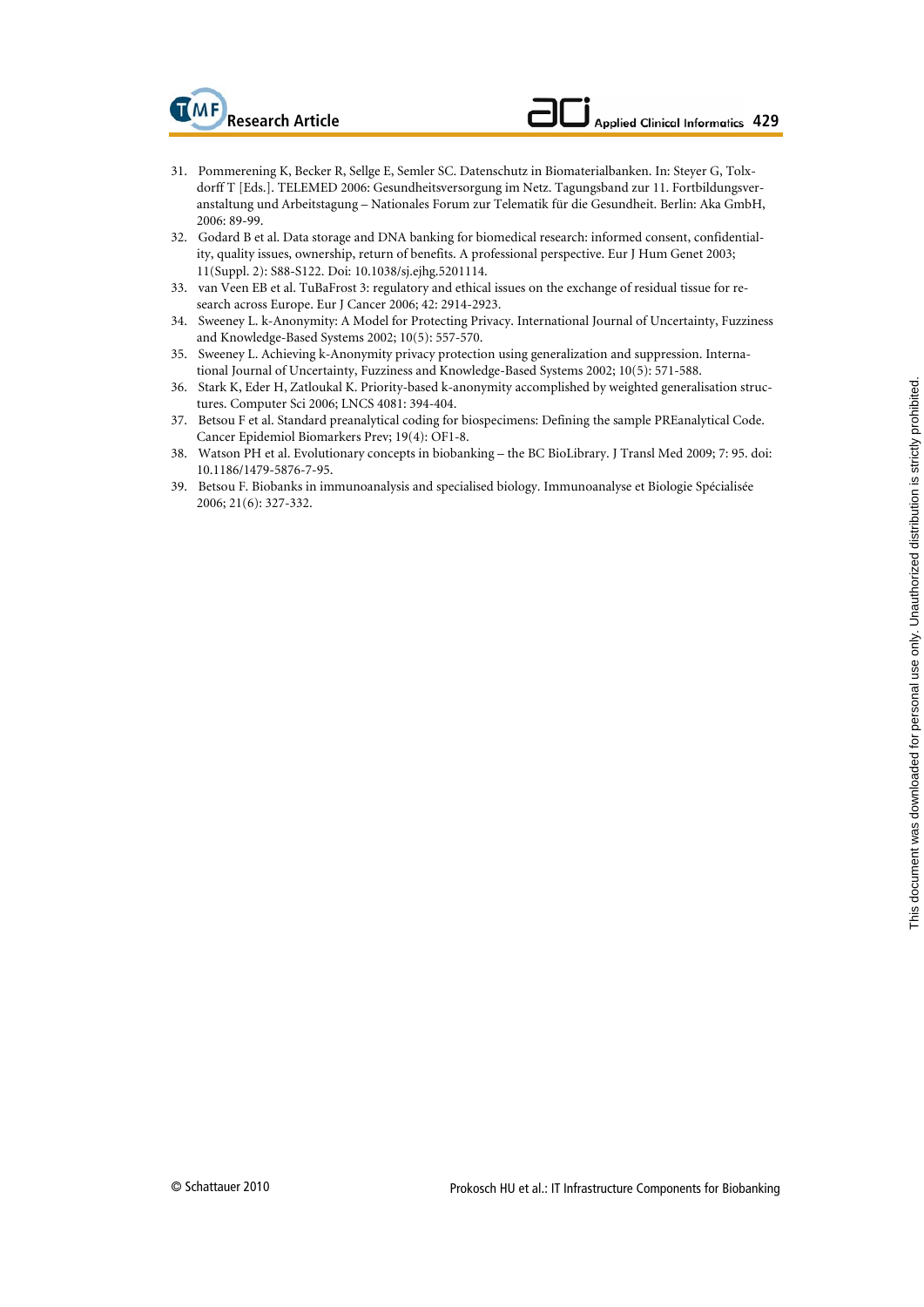31. Pommerening K, Becker R, Sellge E, Semler SC. Datenschutz in Biomaterialbanken. In: Steyer G, Tolxdorff T [Eds.]. TELEMED 2006: Gesundheitsversorgung im Netz. Tagungsband zur 11. Fortbildungsveranstaltung und Arbeitstagung – Nationales Forum zur Telematik für die Gesundheit. Berlin: Aka GmbH, 2006: 89-99.
32. Godard B et al. Data storage and DNA banking for biomedical research: informed consent, confidentiality, quality issues, ownership, return of benefits. A professional perspective. Eur J Hum Genet 2003; 11(Suppl. 2): S88-S122. Doi: 10.1038/sj.ejhg.5201114.
33. van Veen EB et al. TuBaFrost 3: regulatory and ethical issues on the exchange of residual tissue for research across Europe. Eur J Cancer 2006; 42: 2914-2923.
34. Sweeney L. k-Anonymity: A Model for Protecting Privacy. International Journal of Uncertainty, Fuzziness and Knowledge-Based Systems 2002; 10(5): 557-570.
35. Sweeney L. Achieving k-Anonymity privacy protection using generalization and suppression. International Journal of Uncertainty, Fuzziness and Knowledge-Based Systems 2002; 10(5): 571-588.
36. Stark K, Eder H, Zatloukal K. Priority-based k-anonymity accomplished by weighted generalisation structures. Computer Sci 2006; LNCS 4081: 394-404.
37. Betsou F et al. Standard preanalytical coding for biospecimens: Defining the sample PREanalytical Code. Cancer Epidemiol Biomarkers Prev; 19(4): OF1-8.
38. Watson PH et al. Evolutionary concepts in biobanking – the BC BioLibrary. J Transl Med 2009; 7: 95. doi: 10.1186/1479-5876-7-95.
39. Betsou F. Biobanks in immunoanalysis and specialised biology. Immunoanalyse et Biologie Spécialisée 2006; 21(6): 327-332.